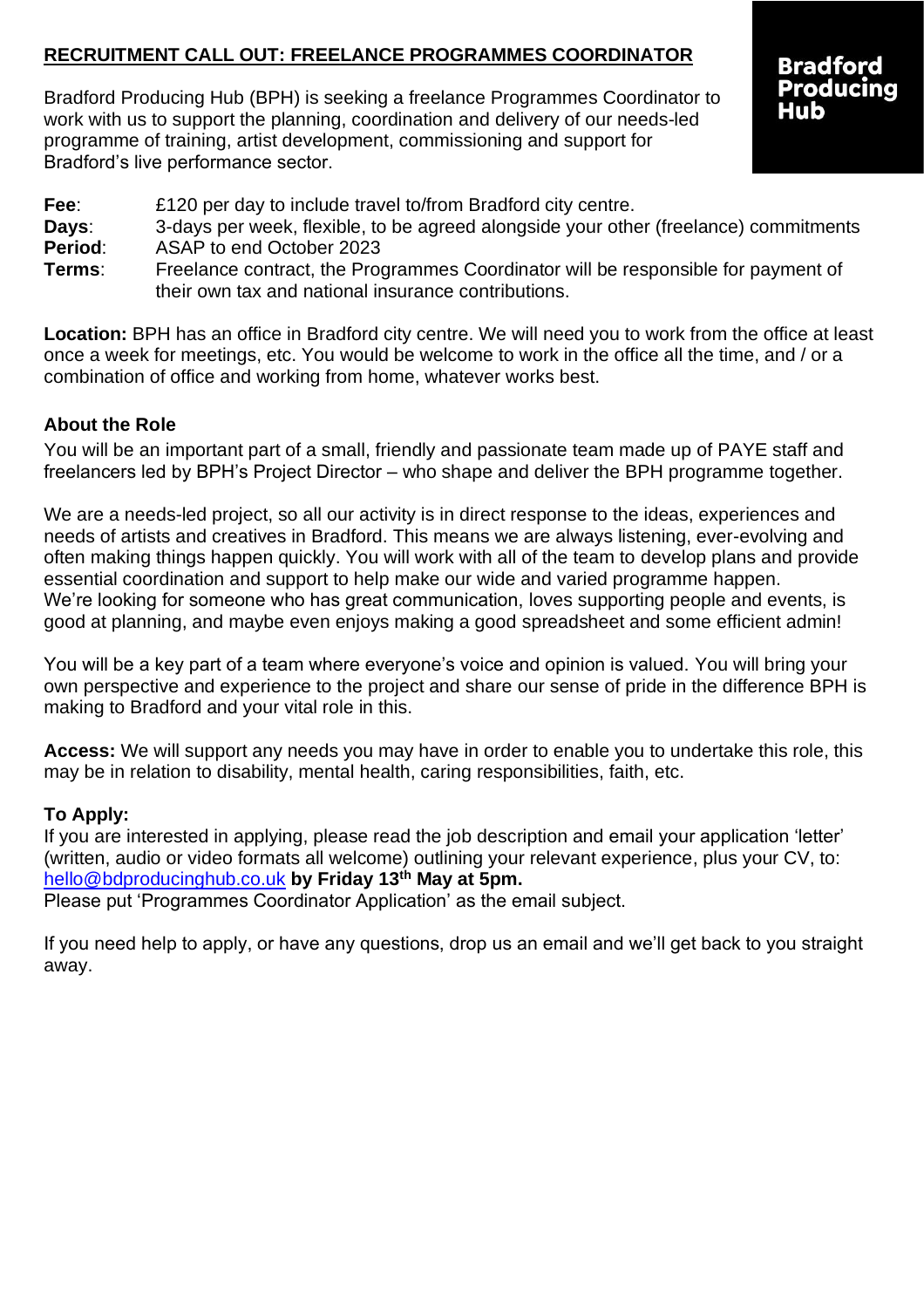# RECRUITMENT CALL OUT: FREELANCE PROGRAMMES COORDINATOR

Bradford Producing Hub

Bradford Producing Hub (BPH) is seeking a freelance Programmes Coordinator to work with us to support the planning, coordination and delivery of our needs-led programme of training, artist development, commissioning and support for Bradford's live performance sector.

**Fee**: £120 per day to include travel to/from Bradford city centre.
**Days**: 3-days per week, flexible, to be agreed alongside your other (freelance) commitments
**Period**: ASAP to end October 2023
**Terms**: Freelance contract, the Programmes Coordinator will be responsible for payment of their own tax and national insurance contributions.

**Location:** BPH has an office in Bradford city centre. We will need you to work from the office at least once a week for meetings, etc. You would be welcome to work in the office all the time, and / or a combination of office and working from home, whatever works best.

## About the Role

You will be an important part of a small, friendly and passionate team made up of PAYE staff and freelancers led by BPH's Project Director – who shape and deliver the BPH programme together.

We are a needs-led project, so all our activity is in direct response to the ideas, experiences and needs of artists and creatives in Bradford. This means we are always listening, ever-evolving and often making things happen quickly. You will work with all of the team to develop plans and provide essential coordination and support to help make our wide and varied programme happen.
We're looking for someone who has great communication, loves supporting people and events, is good at planning, and maybe even enjoys making a good spreadsheet and some efficient admin!

You will be a key part of a team where everyone's voice and opinion is valued. You will bring your own perspective and experience to the project and share our sense of pride in the difference BPH is making to Bradford and your vital role in this.

**Access:** We will support any needs you may have in order to enable you to undertake this role, this may be in relation to disability, mental health, caring responsibilities, faith, etc.

## To Apply:

If you are interested in applying, please read the job description and email your application 'letter' (written, audio or video formats all welcome) outlining your relevant experience, plus your CV, to: hello@bdproducinghub.co.uk **by Friday 13th May at 5pm.**
Please put 'Programmes Coordinator Application' as the email subject.

If you need help to apply, or have any questions, drop us an email and we'll get back to you straight away.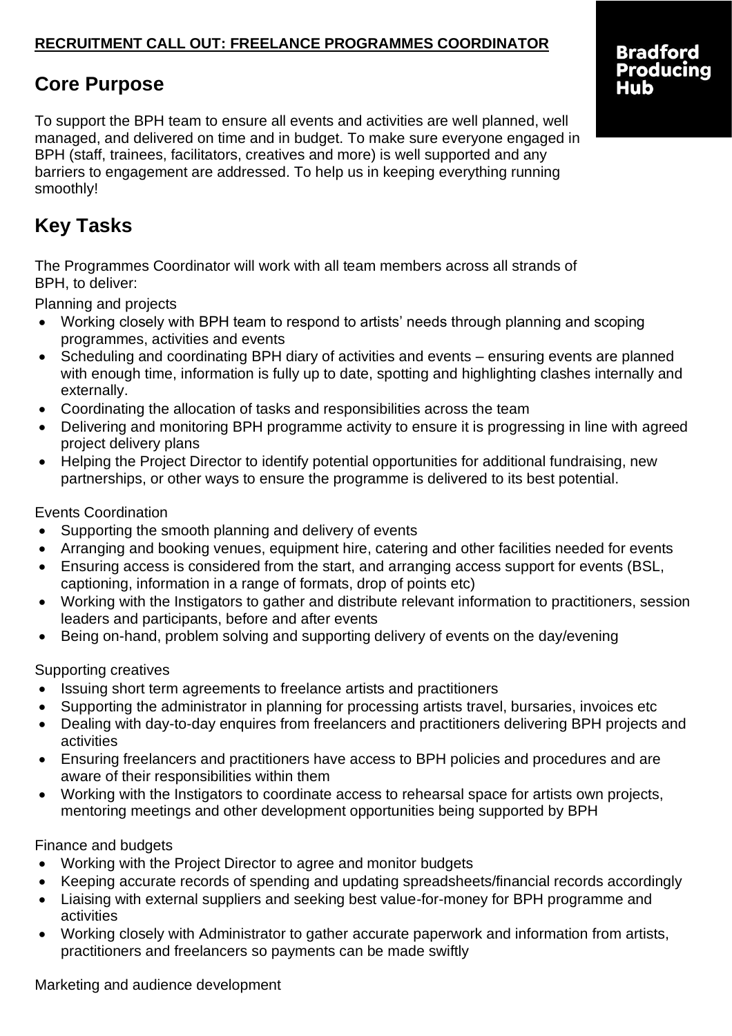**RECRUITMENT CALL OUT: FREELANCE PROGRAMMES COORDINATOR**

**Bradford Producing Hub**

## Core Purpose

To support the BPH team to ensure all events and activities are well planned, well managed, and delivered on time and in budget. To make sure everyone engaged in BPH (staff, trainees, facilitators, creatives and more) is well supported and any barriers to engagement are addressed. To help us in keeping everything running smoothly!

## Key Tasks

The Programmes Coordinator will work with all team members across all strands of BPH, to deliver:

Planning and projects

- Working closely with BPH team to respond to artists' needs through planning and scoping programmes, activities and events
- Scheduling and coordinating BPH diary of activities and events – ensuring events are planned with enough time, information is fully up to date, spotting and highlighting clashes internally and externally.
- Coordinating the allocation of tasks and responsibilities across the team
- Delivering and monitoring BPH programme activity to ensure it is progressing in line with agreed project delivery plans
- Helping the Project Director to identify potential opportunities for additional fundraising, new partnerships, or other ways to ensure the programme is delivered to its best potential.

Events Coordination

- Supporting the smooth planning and delivery of events
- Arranging and booking venues, equipment hire, catering and other facilities needed for events
- Ensuring access is considered from the start, and arranging access support for events (BSL, captioning, information in a range of formats, drop of points etc)
- Working with the Instigators to gather and distribute relevant information to practitioners, session leaders and participants, before and after events
- Being on-hand, problem solving and supporting delivery of events on the day/evening

Supporting creatives

- Issuing short term agreements to freelance artists and practitioners
- Supporting the administrator in planning for processing artists travel, bursaries, invoices etc
- Dealing with day-to-day enquires from freelancers and practitioners delivering BPH projects and activities
- Ensuring freelancers and practitioners have access to BPH policies and procedures and are aware of their responsibilities within them
- Working with the Instigators to coordinate access to rehearsal space for artists own projects, mentoring meetings and other development opportunities being supported by BPH

Finance and budgets

- Working with the Project Director to agree and monitor budgets
- Keeping accurate records of spending and updating spreadsheets/financial records accordingly
- Liaising with external suppliers and seeking best value-for-money for BPH programme and activities
- Working closely with Administrator to gather accurate paperwork and information from artists, practitioners and freelancers so payments can be made swiftly

Marketing and audience development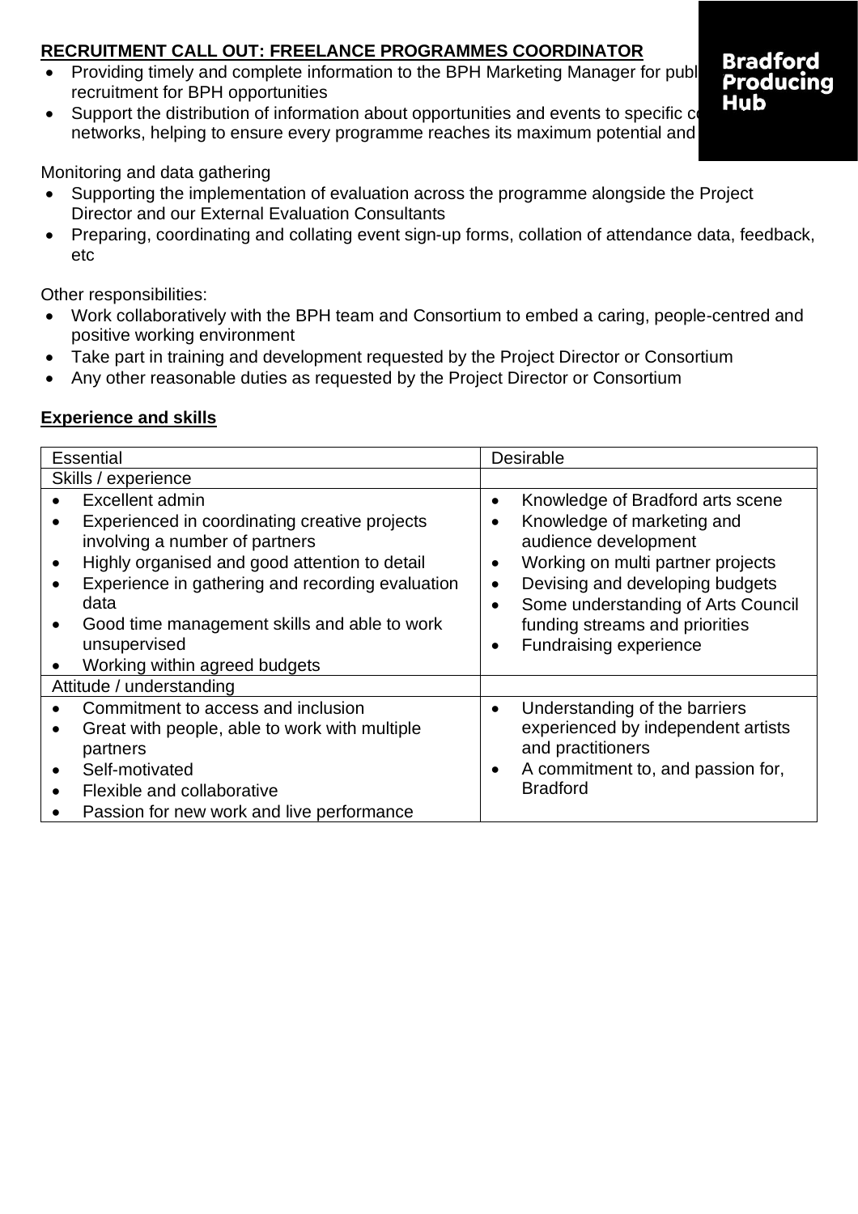**RECRUITMENT CALL OUT: FREELANCE PROGRAMMES COORDINATOR**

- Providing timely and complete information to the BPH Marketing Manager for publ recruitment for BPH opportunities
- Support the distribution of information about opportunities and events to specific co networks, helping to ensure every programme reaches its maximum potential and

Monitoring and data gathering

- Supporting the implementation of evaluation across the programme alongside the Project Director and our External Evaluation Consultants
- Preparing, coordinating and collating event sign-up forms, collation of attendance data, feedback, etc

Other responsibilities:

- Work collaboratively with the BPH team and Consortium to embed a caring, people-centred and positive working environment
- Take part in training and development requested by the Project Director or Consortium
- Any other reasonable duties as requested by the Project Director or Consortium

**Experience and skills**

| Essential | Desirable |
|---|---|
| Skills / experience | |
| • Excellent admin<br>• Experienced in coordinating creative projects involving a number of partners<br>• Highly organised and good attention to detail<br>• Experience in gathering and recording evaluation data<br>• Good time management skills and able to work unsupervised<br>• Working within agreed budgets | • Knowledge of Bradford arts scene<br>• Knowledge of marketing and audience development<br>• Working on multi partner projects<br>• Devising and developing budgets<br>• Some understanding of Arts Council funding streams and priorities<br>• Fundraising experience |
| Attitude / understanding | |
| • Commitment to access and inclusion<br>• Great with people, able to work with multiple partners<br>• Self-motivated<br>• Flexible and collaborative<br>• Passion for new work and live performance | • Understanding of the barriers experienced by independent artists and practitioners<br>• A commitment to, and passion for, Bradford |